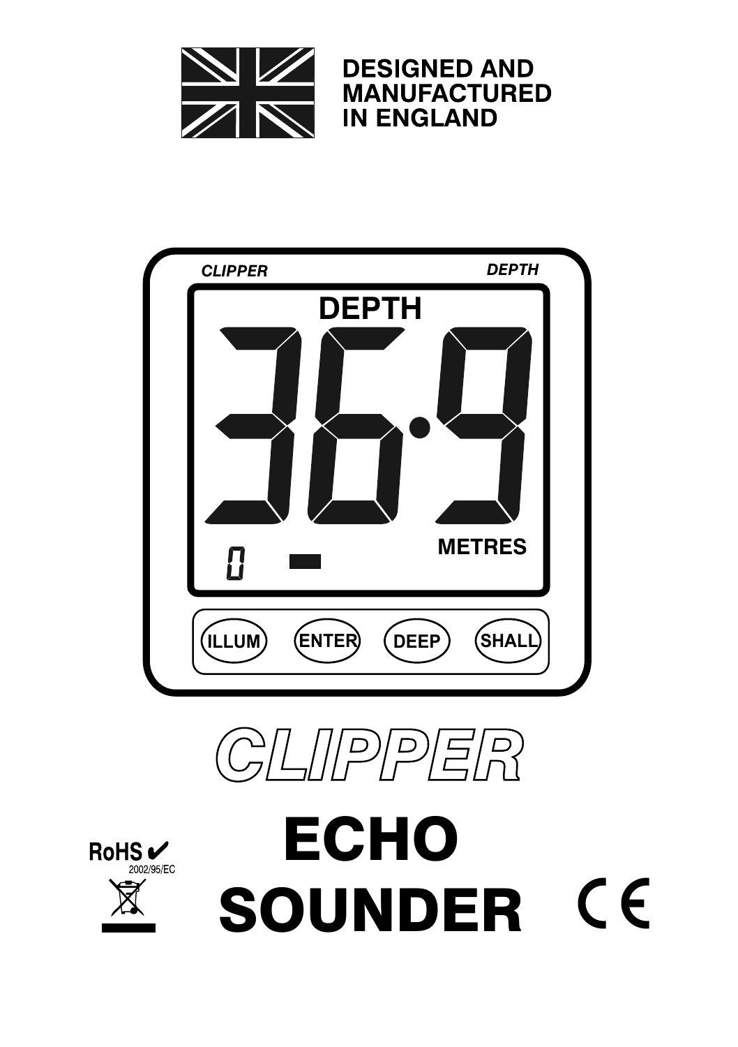**DESIGNED AND MANUFACTURED IN ENGLAND**

CLIPPER DEPTH

DEPTH

36.9

METRES

ILLUM ENTER DEEP SHALL

# CLIPPER

# ECHO SOUNDER

RoHS ✔ 2002/95/EC

CE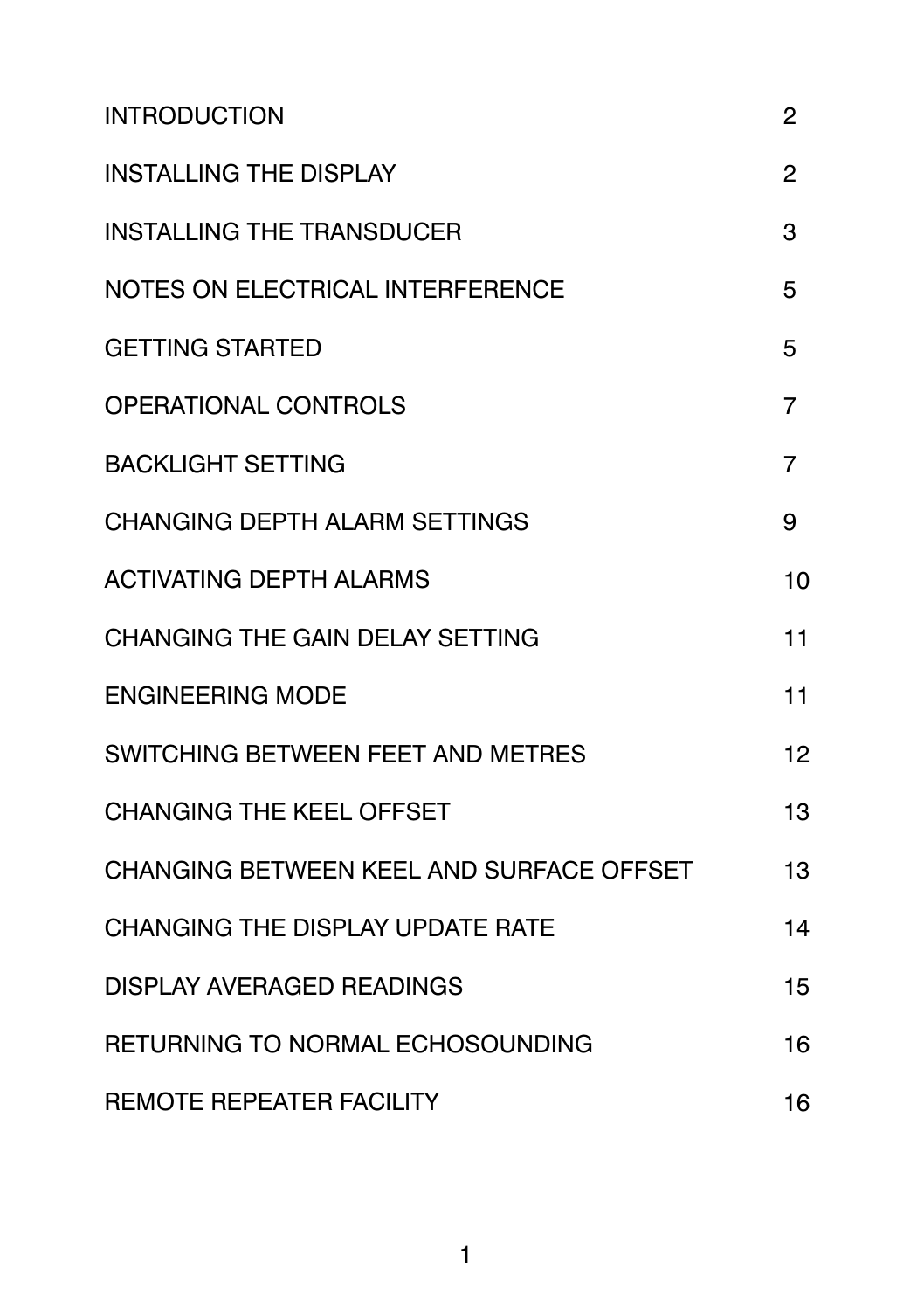| | |
|---|---|
| INTRODUCTION | 2 |
| INSTALLING THE DISPLAY | 2 |
| INSTALLING THE TRANSDUCER | 3 |
| NOTES ON ELECTRICAL INTERFERENCE | 5 |
| GETTING STARTED | 5 |
| OPERATIONAL CONTROLS | 7 |
| BACKLIGHT SETTING | 7 |
| CHANGING DEPTH ALARM SETTINGS | 9 |
| ACTIVATING DEPTH ALARMS | 10 |
| CHANGING THE GAIN DELAY SETTING | 11 |
| ENGINEERING MODE | 11 |
| SWITCHING BETWEEN FEET AND METRES | 12 |
| CHANGING THE KEEL OFFSET | 13 |
| CHANGING BETWEEN KEEL AND SURFACE OFFSET | 13 |
| CHANGING THE DISPLAY UPDATE RATE | 14 |
| DISPLAY AVERAGED READINGS | 15 |
| RETURNING TO NORMAL ECHOSOUNDING | 16 |
| REMOTE REPEATER FACILITY | 16 |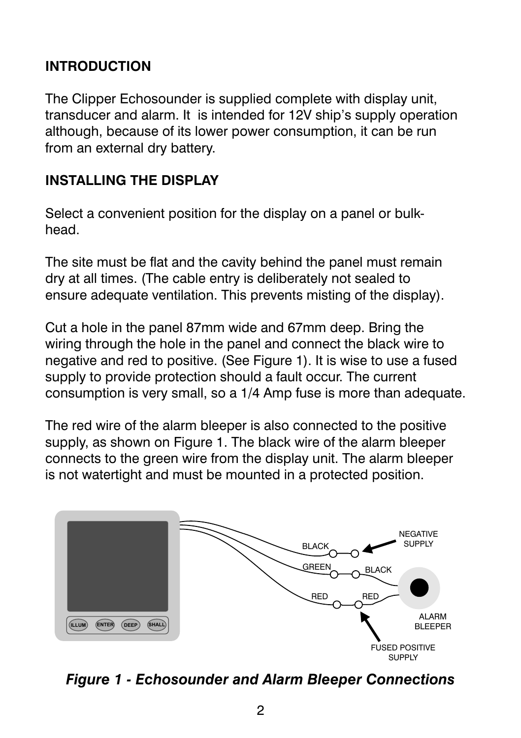## INTRODUCTION

The Clipper Echosounder is supplied complete with display unit, transducer and alarm. It is intended for 12V ship's supply operation although, because of its lower power consumption, it can be run from an external dry battery.

## INSTALLING THE DISPLAY

Select a convenient position for the display on a panel or bulk-head.

The site must be flat and the cavity behind the panel must remain dry at all times. (The cable entry is deliberately not sealed to ensure adequate ventilation. This prevents misting of the display).

Cut a hole in the panel 87mm wide and 67mm deep. Bring the wiring through the hole in the panel and connect the black wire to negative and red to positive. (See Figure 1). It is wise to use a fused supply to provide protection should a fault occur. The current consumption is very small, so a 1/4 Amp fuse is more than adequate.

The red wire of the alarm bleeper is also connected to the positive supply, as shown on Figure 1. The black wire of the alarm bleeper connects to the green wire from the display unit. The alarm bleeper is not watertight and must be mounted in a protected position.

ILLUM ENTER DEEP SHALL

BLACK NEGATIVE SUPPLY

GREEN BLACK

RED RED

ALARM BLEEPER

FUSED POSITIVE SUPPLY

***Figure 1 - Echosounder and Alarm Bleeper Connections***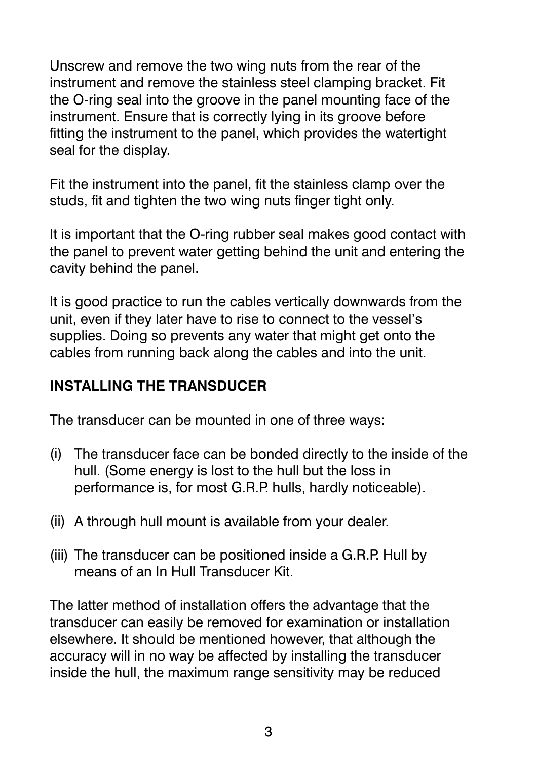Unscrew and remove the two wing nuts from the rear of the instrument and remove the stainless steel clamping bracket. Fit the O-ring seal into the groove in the panel mounting face of the instrument. Ensure that is correctly lying in its groove before fitting the instrument to the panel, which provides the watertight seal for the display.

Fit the instrument into the panel, fit the stainless clamp over the studs, fit and tighten the two wing nuts finger tight only.

It is important that the O-ring rubber seal makes good contact with the panel to prevent water getting behind the unit and entering the cavity behind the panel.

It is good practice to run the cables vertically downwards from the unit, even if they later have to rise to connect to the vessel's supplies. Doing so prevents any water that might get onto the cables from running back along the cables and into the unit.

## INSTALLING THE TRANSDUCER

The transducer can be mounted in one of three ways:

(i) The transducer face can be bonded directly to the inside of the hull. (Some energy is lost to the hull but the loss in performance is, for most G.R.P. hulls, hardly noticeable).

(ii) A through hull mount is available from your dealer.

(iii) The transducer can be positioned inside a G.R.P. Hull by means of an In Hull Transducer Kit.

The latter method of installation offers the advantage that the transducer can easily be removed for examination or installation elsewhere. It should be mentioned however, that although the accuracy will in no way be affected by installing the transducer inside the hull, the maximum range sensitivity may be reduced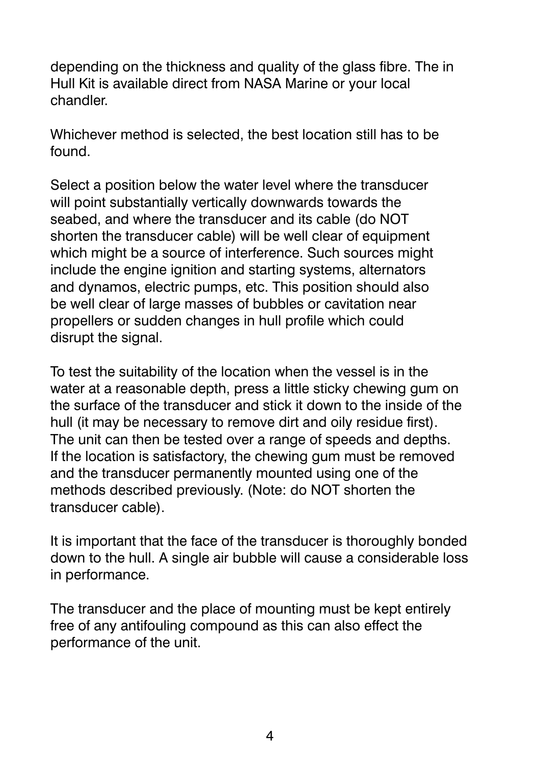depending on the thickness and quality of the glass fibre. The in Hull Kit is available direct from NASA Marine or your local chandler.

Whichever method is selected, the best location still has to be found.

Select a position below the water level where the transducer will point substantially vertically downwards towards the seabed, and where the transducer and its cable (do NOT shorten the transducer cable) will be well clear of equipment which might be a source of interference. Such sources might include the engine ignition and starting systems, alternators and dynamos, electric pumps, etc. This position should also be well clear of large masses of bubbles or cavitation near propellers or sudden changes in hull profile which could disrupt the signal.

To test the suitability of the location when the vessel is in the water at a reasonable depth, press a little sticky chewing gum on the surface of the transducer and stick it down to the inside of the hull (it may be necessary to remove dirt and oily residue first). The unit can then be tested over a range of speeds and depths. If the location is satisfactory, the chewing gum must be removed and the transducer permanently mounted using one of the methods described previously. (Note: do NOT shorten the transducer cable).

It is important that the face of the transducer is thoroughly bonded down to the hull. A single air bubble will cause a considerable loss in performance.

The transducer and the place of mounting must be kept entirely free of any antifouling compound as this can also effect the performance of the unit.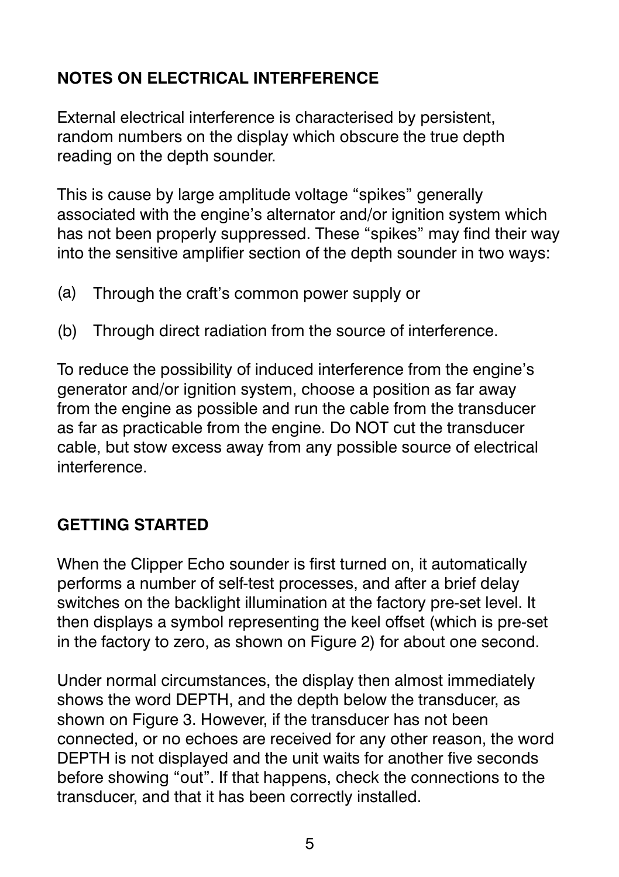## NOTES ON ELECTRICAL INTERFERENCE

External electrical interference is characterised by persistent, random numbers on the display which obscure the true depth reading on the depth sounder.

This is cause by large amplitude voltage "spikes" generally associated with the engine's alternator and/or ignition system which has not been properly suppressed. These "spikes" may find their way into the sensitive amplifier section of the depth sounder in two ways:

(a) Through the craft's common power supply or

(b) Through direct radiation from the source of interference.

To reduce the possibility of induced interference from the engine's generator and/or ignition system, choose a position as far away from the engine as possible and run the cable from the transducer as far as practicable from the engine. Do NOT cut the transducer cable, but stow excess away from any possible source of electrical interference.

## GETTING STARTED

When the Clipper Echo sounder is first turned on, it automatically performs a number of self-test processes, and after a brief delay switches on the backlight illumination at the factory pre-set level. It then displays a symbol representing the keel offset (which is pre-set in the factory to zero, as shown on Figure 2) for about one second.

Under normal circumstances, the display then almost immediately shows the word DEPTH, and the depth below the transducer, as shown on Figure 3. However, if the transducer has not been connected, or no echoes are received for any other reason, the word DEPTH is not displayed and the unit waits for another five seconds before showing "out". If that happens, check the connections to the transducer, and that it has been correctly installed.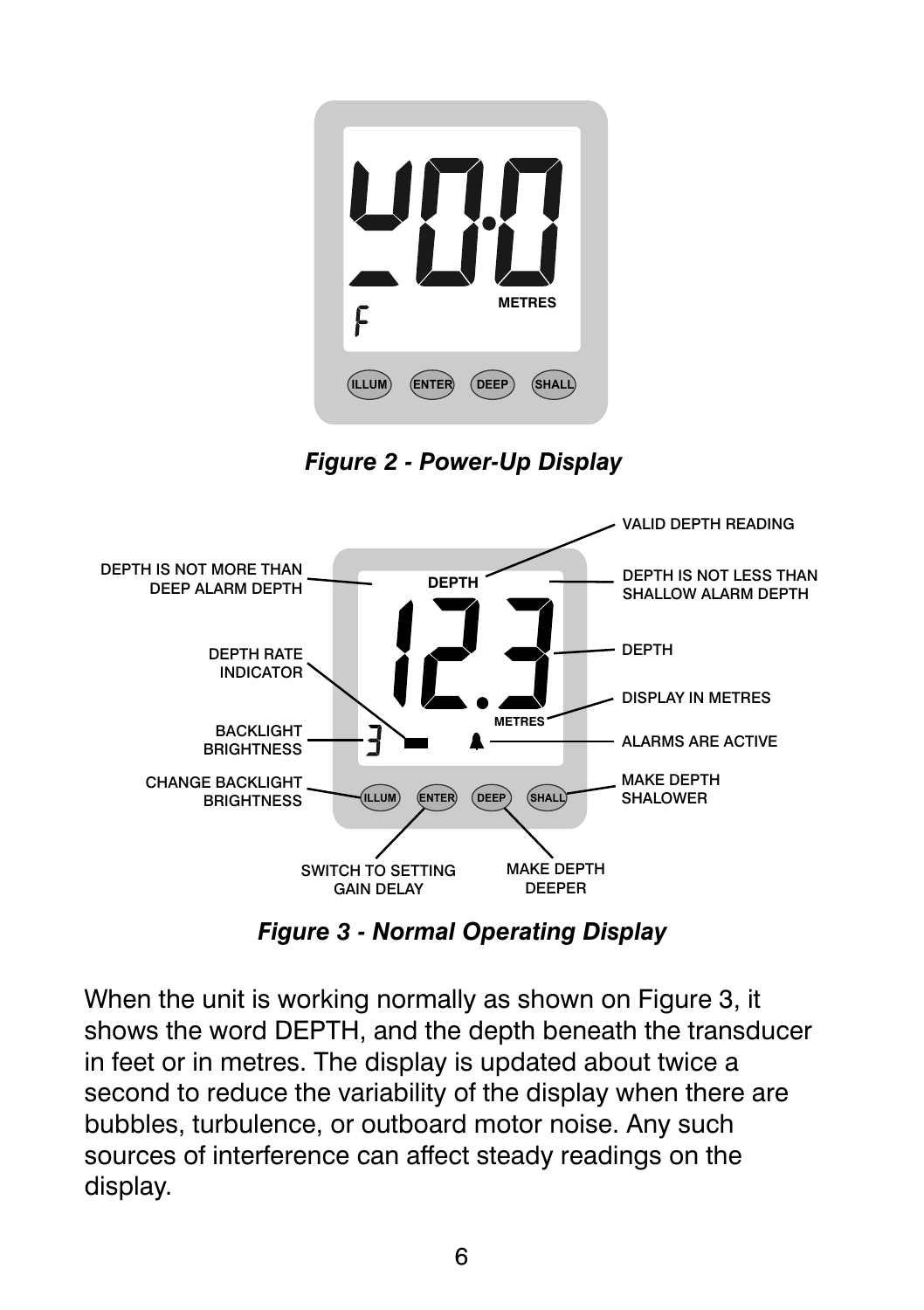*Figure 2 - Power-Up Display*

*Figure 3 - Normal Operating Display*

When the unit is working normally as shown on Figure 3, it shows the word DEPTH, and the depth beneath the transducer in feet or in metres. The display is updated about twice a second to reduce the variability of the display when there are bubbles, turbulence, or outboard motor noise. Any such sources of interference can affect steady readings on the display.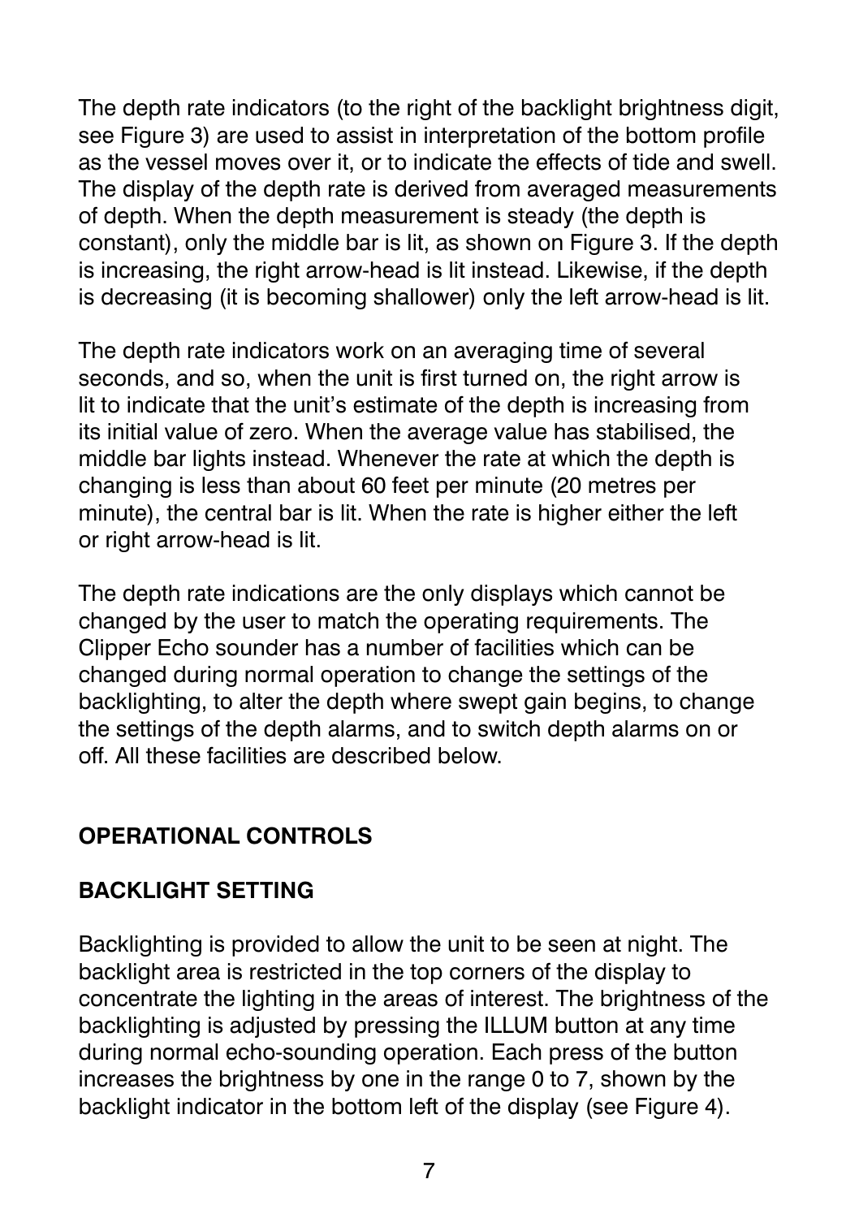The depth rate indicators (to the right of the backlight brightness digit, see Figure 3) are used to assist in interpretation of the bottom profile as the vessel moves over it, or to indicate the effects of tide and swell. The display of the depth rate is derived from averaged measurements of depth. When the depth measurement is steady (the depth is constant), only the middle bar is lit, as shown on Figure 3. If the depth is increasing, the right arrow-head is lit instead. Likewise, if the depth is decreasing (it is becoming shallower) only the left arrow-head is lit.

The depth rate indicators work on an averaging time of several seconds, and so, when the unit is first turned on, the right arrow is lit to indicate that the unit's estimate of the depth is increasing from its initial value of zero. When the average value has stabilised, the middle bar lights instead. Whenever the rate at which the depth is changing is less than about 60 feet per minute (20 metres per minute), the central bar is lit. When the rate is higher either the left or right arrow-head is lit.

The depth rate indications are the only displays which cannot be changed by the user to match the operating requirements. The Clipper Echo sounder has a number of facilities which can be changed during normal operation to change the settings of the backlighting, to alter the depth where swept gain begins, to change the settings of the depth alarms, and to switch depth alarms on or off. All these facilities are described below.

## OPERATIONAL CONTROLS

### BACKLIGHT SETTING

Backlighting is provided to allow the unit to be seen at night. The backlight area is restricted in the top corners of the display to concentrate the lighting in the areas of interest. The brightness of the backlighting is adjusted by pressing the ILLUM button at any time during normal echo-sounding operation. Each press of the button increases the brightness by one in the range 0 to 7, shown by the backlight indicator in the bottom left of the display (see Figure 4).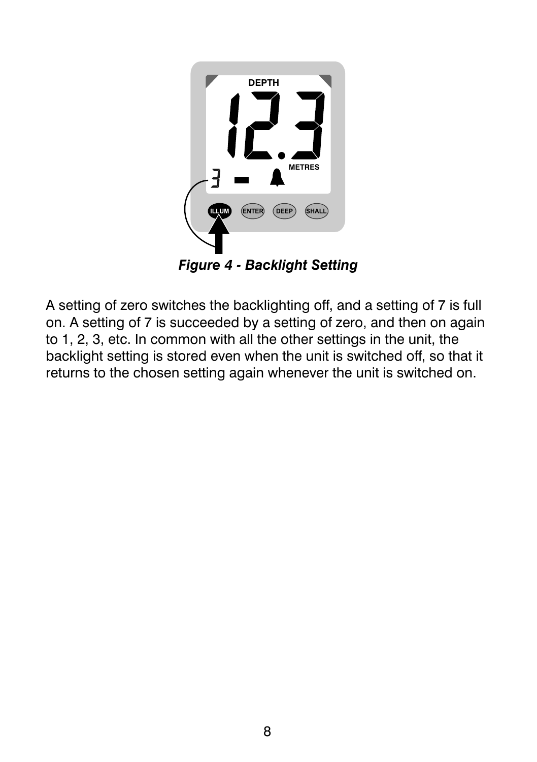*Figure 4 - Backlight Setting*

A setting of zero switches the backlighting off, and a setting of 7 is full on. A setting of 7 is succeeded by a setting of zero, and then on again to 1, 2, 3, etc. In common with all the other settings in the unit, the backlight setting is stored even when the unit is switched off, so that it returns to the chosen setting again whenever the unit is switched on.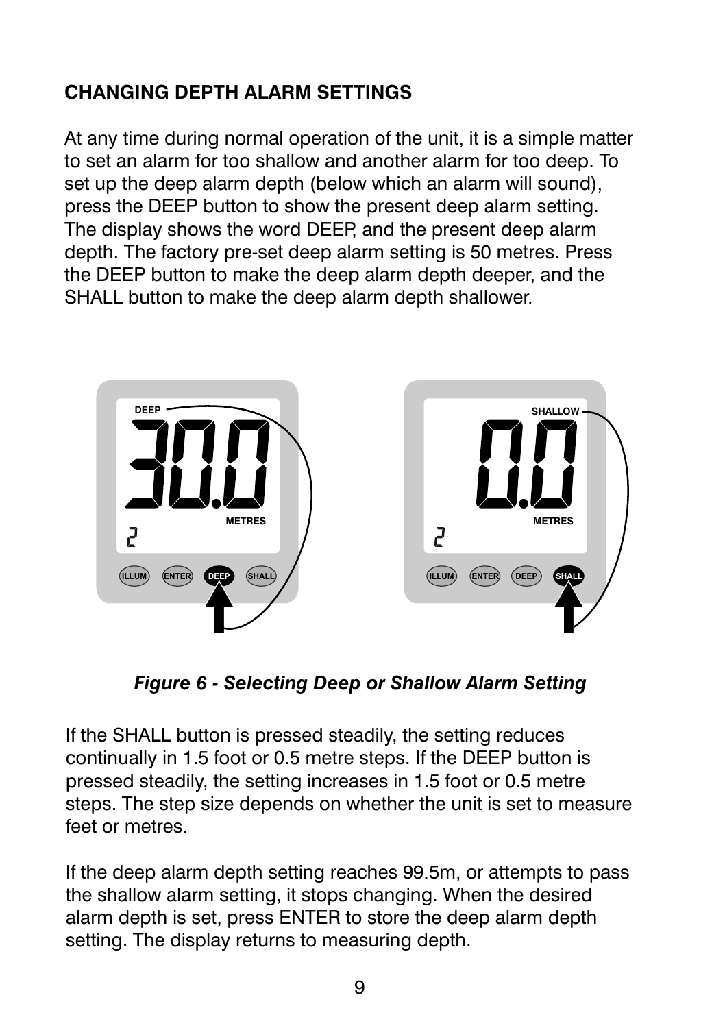## CHANGING DEPTH ALARM SETTINGS

At any time during normal operation of the unit, it is a simple matter to set an alarm for too shallow and another alarm for too deep. To set up the deep alarm depth (below which an alarm will sound), press the DEEP button to show the present deep alarm setting. The display shows the word DEEP, and the present deep alarm depth. The factory pre-set deep alarm setting is 50 metres. Press the DEEP button to make the deep alarm depth deeper, and the SHALL button to make the deep alarm depth shallower.

*Figure 6 - Selecting Deep or Shallow Alarm Setting*

If the SHALL button is pressed steadily, the setting reduces continually in 1.5 foot or 0.5 metre steps. If the DEEP button is pressed steadily, the setting increases in 1.5 foot or 0.5 metre steps. The step size depends on whether the unit is set to measure feet or metres.

If the deep alarm depth setting reaches 99.5m, or attempts to pass the shallow alarm setting, it stops changing. When the desired alarm depth is set, press ENTER to store the deep alarm depth setting. The display returns to measuring depth.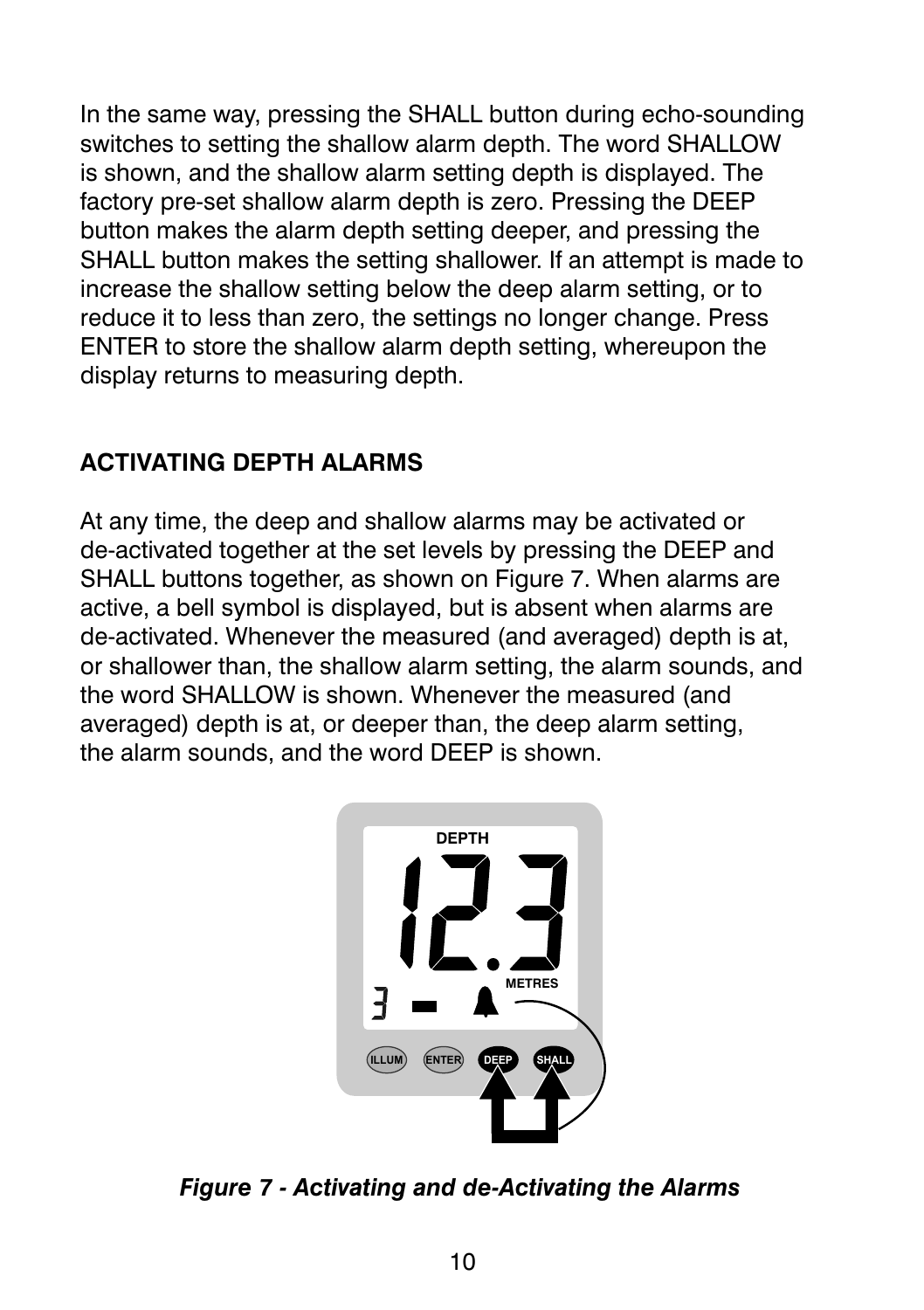In the same way, pressing the SHALL button during echo-sounding switches to setting the shallow alarm depth. The word SHALLOW is shown, and the shallow alarm setting depth is displayed. The factory pre-set shallow alarm depth is zero. Pressing the DEEP button makes the alarm depth setting deeper, and pressing the SHALL button makes the setting shallower. If an attempt is made to increase the shallow setting below the deep alarm setting, or to reduce it to less than zero, the settings no longer change. Press ENTER to store the shallow alarm depth setting, whereupon the display returns to measuring depth.

## ACTIVATING DEPTH ALARMS

At any time, the deep and shallow alarms may be activated or de-activated together at the set levels by pressing the DEEP and SHALL buttons together, as shown on Figure 7. When alarms are active, a bell symbol is displayed, but is absent when alarms are de-activated. Whenever the measured (and averaged) depth is at, or shallower than, the shallow alarm setting, the alarm sounds, and the word SHALLOW is shown. Whenever the measured (and averaged) depth is at, or deeper than, the deep alarm setting, the alarm sounds, and the word DEEP is shown.

*Figure 7 - Activating and de-Activating the Alarms*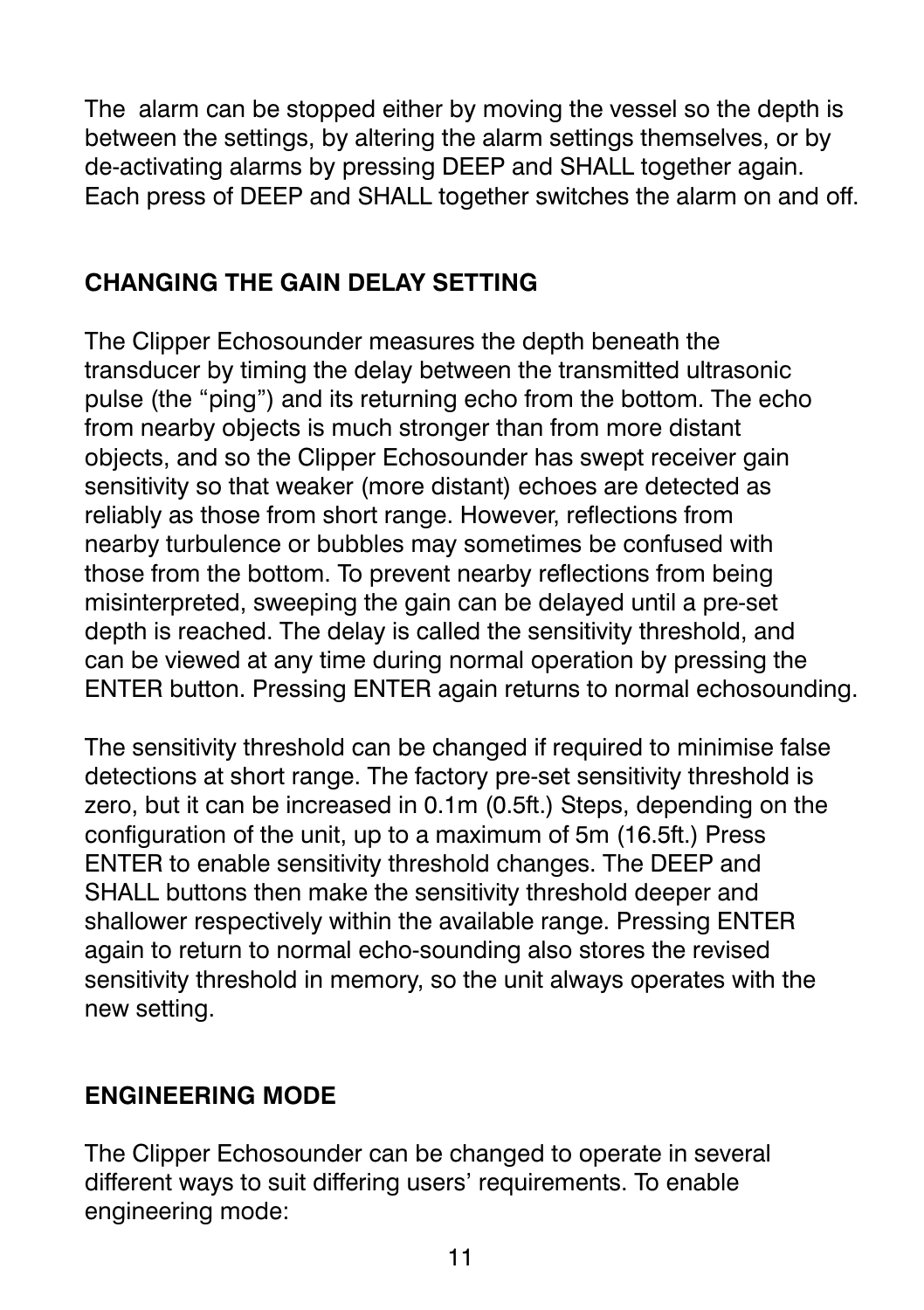The  alarm can be stopped either by moving the vessel so the depth is between the settings, by altering the alarm settings themselves, or by de-activating alarms by pressing DEEP and SHALL together again. Each press of DEEP and SHALL together switches the alarm on and off.

## CHANGING THE GAIN DELAY SETTING

The Clipper Echosounder measures the depth beneath the transducer by timing the delay between the transmitted ultrasonic pulse (the “ping”) and its returning echo from the bottom. The echo from nearby objects is much stronger than from more distant objects, and so the Clipper Echosounder has swept receiver gain sensitivity so that weaker (more distant) echoes are detected as reliably as those from short range. However, reflections from nearby turbulence or bubbles may sometimes be confused with those from the bottom. To prevent nearby reflections from being misinterpreted, sweeping the gain can be delayed until a pre-set depth is reached. The delay is called the sensitivity threshold, and can be viewed at any time during normal operation by pressing the ENTER button. Pressing ENTER again returns to normal echosounding.

The sensitivity threshold can be changed if required to minimise false detections at short range. The factory pre-set sensitivity threshold is zero, but it can be increased in 0.1m (0.5ft.) Steps, depending on the configuration of the unit, up to a maximum of 5m (16.5ft.) Press ENTER to enable sensitivity threshold changes. The DEEP and SHALL buttons then make the sensitivity threshold deeper and shallower respectively within the available range. Pressing ENTER again to return to normal echo-sounding also stores the revised sensitivity threshold in memory, so the unit always operates with the new setting.

## ENGINEERING MODE

The Clipper Echosounder can be changed to operate in several different ways to suit differing users’ requirements. To enable engineering mode: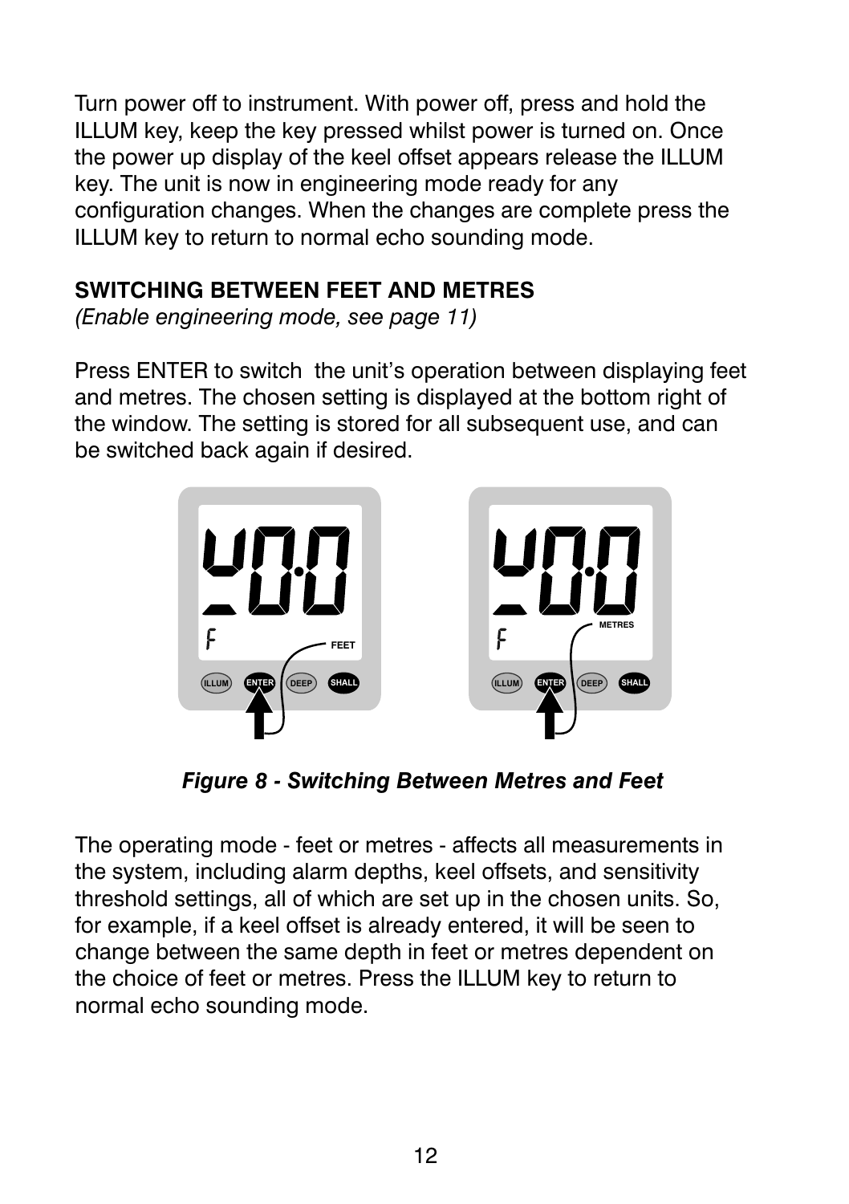Turn power off to instrument. With power off, press and hold the ILLUM key, keep the key pressed whilst power is turned on. Once the power up display of the keel offset appears release the ILLUM key. The unit is now in engineering mode ready for any configuration changes. When the changes are complete press the ILLUM key to return to normal echo sounding mode.

**SWITCHING BETWEEN FEET AND METRES**
*(Enable engineering mode, see page 11)*

Press ENTER to switch the unit's operation between displaying feet and metres. The chosen setting is displayed at the bottom right of the window. The setting is stored for all subsequent use, and can be switched back again if desired.

***Figure 8 - Switching Between Metres and Feet***

The operating mode - feet or metres - affects all measurements in the system, including alarm depths, keel offsets, and sensitivity threshold settings, all of which are set up in the chosen units. So, for example, if a keel offset is already entered, it will be seen to change between the same depth in feet or metres dependent on the choice of feet or metres. Press the ILLUM key to return to normal echo sounding mode.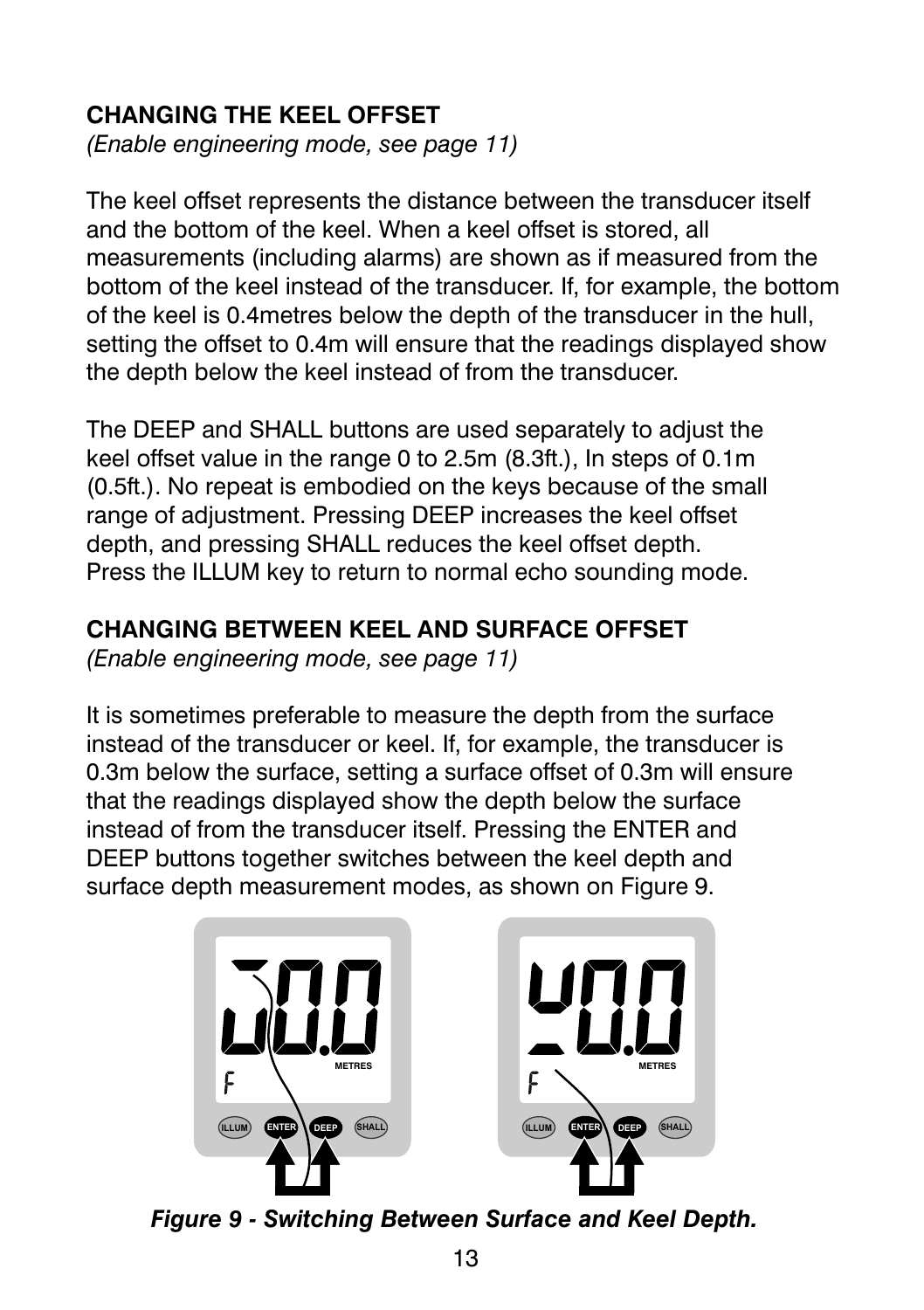## CHANGING THE KEEL OFFSET

*(Enable engineering mode, see page 11)*

The keel offset represents the distance between the transducer itself and the bottom of the keel. When a keel offset is stored, all measurements (including alarms) are shown as if measured from the bottom of the keel instead of the transducer. If, for example, the bottom of the keel is 0.4metres below the depth of the transducer in the hull, setting the offset to 0.4m will ensure that the readings displayed show the depth below the keel instead of from the transducer.

The DEEP and SHALL buttons are used separately to adjust the keel offset value in the range 0 to 2.5m (8.3ft.), In steps of 0.1m (0.5ft.). No repeat is embodied on the keys because of the small range of adjustment. Pressing DEEP increases the keel offset depth, and pressing SHALL reduces the keel offset depth. Press the ILLUM key to return to normal echo sounding mode.

## CHANGING BETWEEN KEEL AND SURFACE OFFSET

*(Enable engineering mode, see page 11)*

It is sometimes preferable to measure the depth from the surface instead of the transducer or keel. If, for example, the transducer is 0.3m below the surface, setting a surface offset of 0.3m will ensure that the readings displayed show the depth below the surface instead of from the transducer itself. Pressing the ENTER and DEEP buttons together switches between the keel depth and surface depth measurement modes, as shown on Figure 9.

***Figure 9 - Switching Between Surface and Keel Depth.***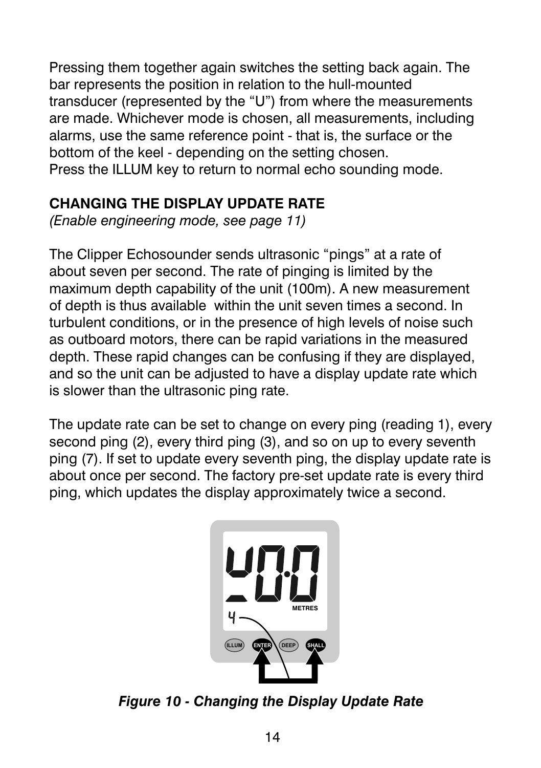Pressing them together again switches the setting back again. The bar represents the position in relation to the hull-mounted transducer (represented by the "U") from where the measurements are made. Whichever mode is chosen, all measurements, including alarms, use the same reference point - that is, the surface or the bottom of the keel - depending on the setting chosen.
Press the ILLUM key to return to normal echo sounding mode.

**CHANGING THE DISPLAY UPDATE RATE**
*(Enable engineering mode, see page 11)*

The Clipper Echosounder sends ultrasonic "pings" at a rate of about seven per second. The rate of pinging is limited by the maximum depth capability of the unit (100m). A new measurement of depth is thus available within the unit seven times a second. In turbulent conditions, or in the presence of high levels of noise such as outboard motors, there can be rapid variations in the measured depth. These rapid changes can be confusing if they are displayed, and so the unit can be adjusted to have a display update rate which is slower than the ultrasonic ping rate.

The update rate can be set to change on every ping (reading 1), every second ping (2), every third ping (3), and so on up to every seventh ping (7). If set to update every seventh ping, the display update rate is about once per second. The factory pre-set update rate is every third ping, which updates the display approximately twice a second.

***Figure 10 - Changing the Display Update Rate***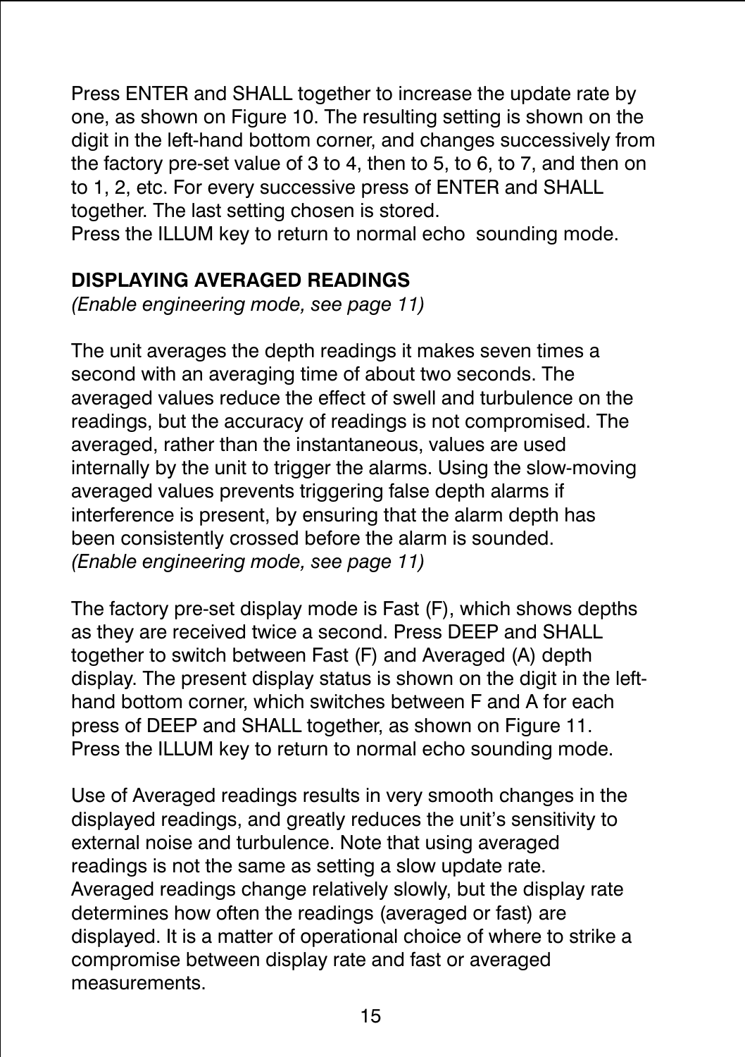Press ENTER and SHALL together to increase the update rate by one, as shown on Figure 10. The resulting setting is shown on the digit in the left-hand bottom corner, and changes successively from the factory pre-set value of 3 to 4, then to 5, to 6, to 7, and then on to 1, 2, etc. For every successive press of ENTER and SHALL together. The last setting chosen is stored.
Press the ILLUM key to return to normal echo sounding mode.

**DISPLAYING AVERAGED READINGS**
*(Enable engineering mode, see page 11)*

The unit averages the depth readings it makes seven times a second with an averaging time of about two seconds. The averaged values reduce the effect of swell and turbulence on the readings, but the accuracy of readings is not compromised. The averaged, rather than the instantaneous, values are used internally by the unit to trigger the alarms. Using the slow-moving averaged values prevents triggering false depth alarms if interference is present, by ensuring that the alarm depth has been consistently crossed before the alarm is sounded.
*(Enable engineering mode, see page 11)*

The factory pre-set display mode is Fast (F), which shows depths as they are received twice a second. Press DEEP and SHALL together to switch between Fast (F) and Averaged (A) depth display. The present display status is shown on the digit in the left-hand bottom corner, which switches between F and A for each press of DEEP and SHALL together, as shown on Figure 11.
Press the ILLUM key to return to normal echo sounding mode.

Use of Averaged readings results in very smooth changes in the displayed readings, and greatly reduces the unit's sensitivity to external noise and turbulence. Note that using averaged readings is not the same as setting a slow update rate. Averaged readings change relatively slowly, but the display rate determines how often the readings (averaged or fast) are displayed. It is a matter of operational choice of where to strike a compromise between display rate and fast or averaged measurements.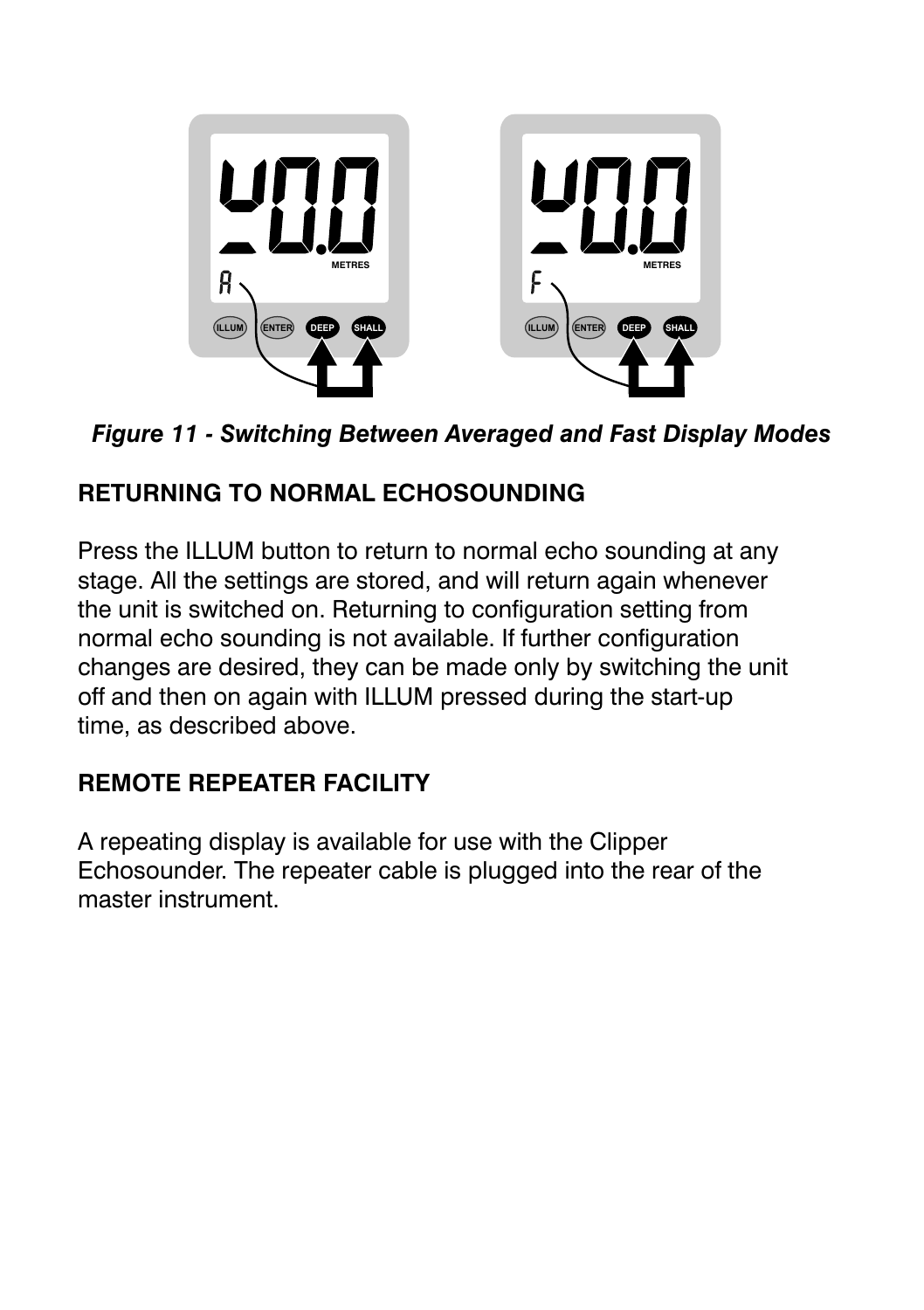*Figure 11 - Switching Between Averaged and Fast Display Modes*

## RETURNING TO NORMAL ECHOSOUNDING

Press the ILLUM button to return to normal echo sounding at any stage. All the settings are stored, and will return again whenever the unit is switched on. Returning to configuration setting from normal echo sounding is not available. If further configuration changes are desired, they can be made only by switching the unit off and then on again with ILLUM pressed during the start-up time, as described above.

## REMOTE REPEATER FACILITY

A repeating display is available for use with the Clipper Echosounder. The repeater cable is plugged into the rear of the master instrument.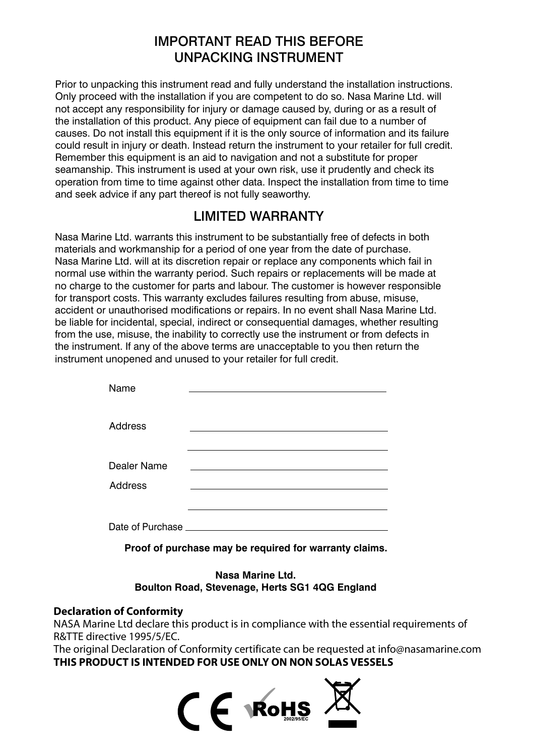# IMPORTANT READ THIS BEFORE UNPACKING INSTRUMENT

Prior to unpacking this instrument read and fully understand the installation instructions. Only proceed with the installation if you are competent to do so. Nasa Marine Ltd. will not accept any responsibility for injury or damage caused by, during or as a result of the installation of this product. Any piece of equipment can fail due to a number of causes. Do not install this equipment if it is the only source of information and its failure could result in injury or death. Instead return the instrument to your retailer for full credit. Remember this equipment is an aid to navigation and not a substitute for proper seamanship. This instrument is used at your own risk, use it prudently and check its operation from time to time against other data. Inspect the installation from time to time and seek advice if any part thereof is not fully seaworthy.

# LIMITED WARRANTY

Nasa Marine Ltd. warrants this instrument to be substantially free of defects in both materials and workmanship for a period of one year from the date of purchase. Nasa Marine Ltd. will at its discretion repair or replace any components which fail in normal use within the warranty period. Such repairs or replacements will be made at no charge to the customer for parts and labour. The customer is however responsible for transport costs. This warranty excludes failures resulting from abuse, misuse, accident or unauthorised modifications or repairs. In no event shall Nasa Marine Ltd. be liable for incidental, special, indirect or consequential damages, whether resulting from the use, misuse, the inability to correctly use the instrument or from defects in the instrument. If any of the above terms are unacceptable to you then return the instrument unopened and unused to your retailer for full credit.

Name ______________________________

Address ______________________________

______________________________

Dealer Name ______________________________

Address ______________________________

______________________________

Date of Purchase ______________________________

**Proof of purchase may be required for warranty claims.**

**Nasa Marine Ltd.**
**Boulton Road, Stevenage, Herts SG1 4QG England**

**Declaration of Conformity**

NASA Marine Ltd declare this product is in compliance with the essential requirements of R&TTE directive 1995/5/EC.

The original Declaration of Conformity certificate can be requested at info@nasamarine.com

**THIS PRODUCT IS INTENDED FOR USE ONLY ON NON SOLAS VESSELS**

CE RoHS 2002/95/EC